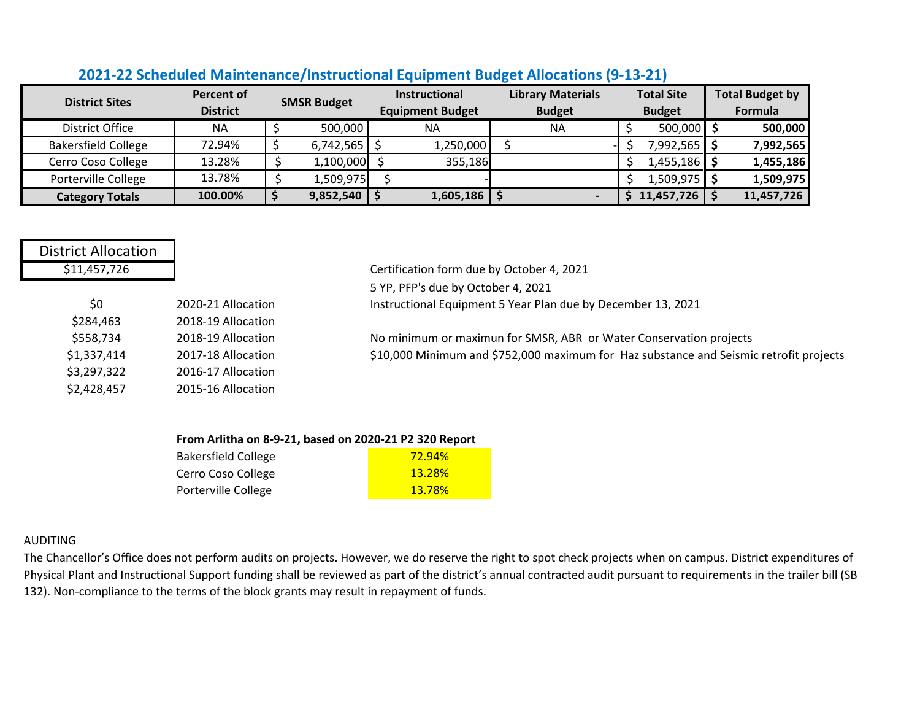## 2021-22 Scheduled Maintenance/Instructional Equipment Budget Allocations (9-13-21)

| District Sites | Percent of District | SMSR Budget | Instructional Equipment Budget | Library Materials Budget | Total Site Budget | Total Budget by Formula |
|---|---|---|---|---|---|---|
| District Office | NA | $ 500,000 | NA | NA | $ 500,000 | **$ 500,000** |
| Bakersfield College | 72.94% | $ 6,742,565 | $ 1,250,000 | $ - | $ 7,992,565 | **$ 7,992,565** |
| Cerro Coso College | 13.28% | $ 1,100,000 | $ 355,186 | | $ 1,455,186 | **$ 1,455,186** |
| Porterville College | 13.78% | $ 1,509,975 | $ - | | $ 1,509,975 | **$ 1,509,975** |
| **Category Totals** | **100.00%** | **$ 9,852,540** | **$ 1,605,186** | **$ -** | **$ 11,457,726** | **$ 11,457,726** |

| District Allocation |
|---|
| $11,457,726 |

| | |
|---|---|
| $0 | 2020-21 Allocation |
| $284,463 | 2018-19 Allocation |
| $558,734 | 2018-19 Allocation |
| $1,337,414 | 2017-18 Allocation |
| $3,297,322 | 2016-17 Allocation |
| $2,428,457 | 2015-16 Allocation |

Certification form due by October 4, 2021

5 YP, PFP's due by October 4, 2021

Instructional Equipment 5 Year Plan due by December 13, 2021

No minimum or maximun for SMSR, ABR or Water Conservation projects

$10,000 Minimum and $752,000 maximum for Haz substance and Seismic retrofit projects

**From Arlitha on 8-9-21, based on 2020-21 P2 320 Report**

| | |
|---|---|
| Bakersfield College | 72.94% |
| Cerro Coso College | 13.28% |
| Porterville College | 13.78% |

AUDITING

The Chancellor's Office does not perform audits on projects. However, we do reserve the right to spot check projects when on campus. District expenditures of Physical Plant and Instructional Support funding shall be reviewed as part of the district's annual contracted audit pursuant to requirements in the trailer bill (SB 132). Non-compliance to the terms of the block grants may result in repayment of funds.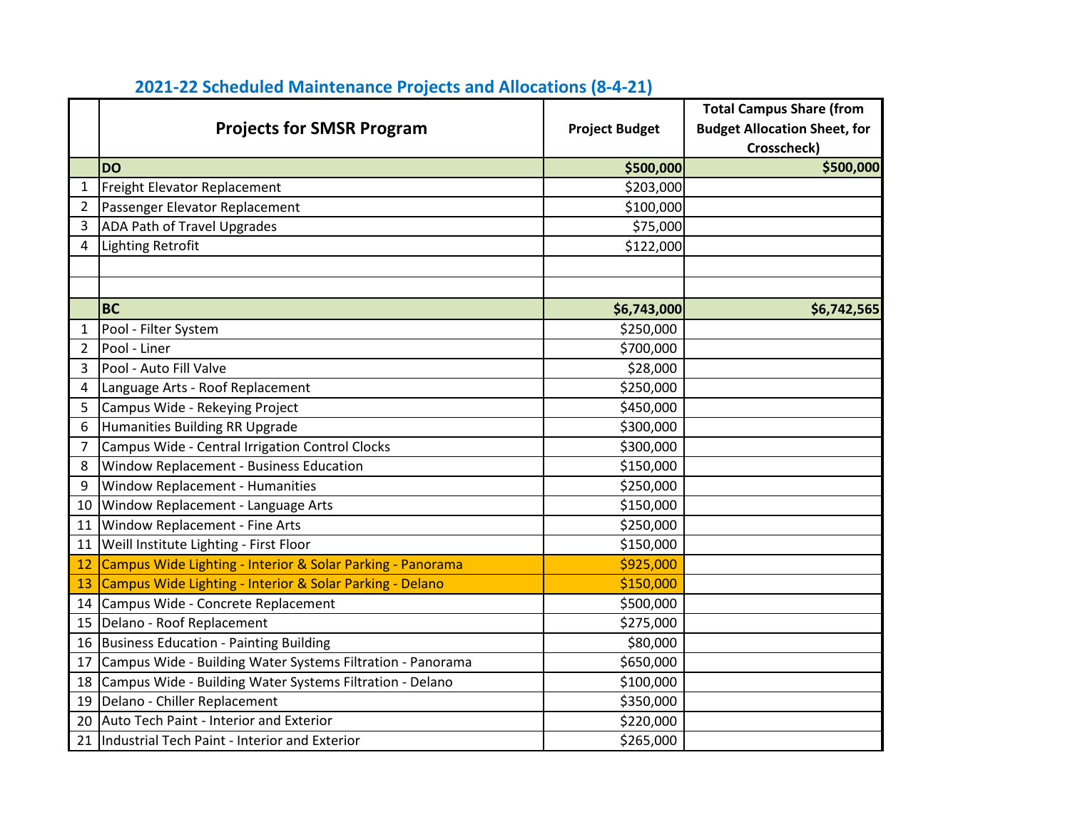## 2021-22 Scheduled Maintenance Projects and Allocations (8-4-21)

| | Projects for SMSR Program | Project Budget | Total Campus Share (from Budget Allocation Sheet, for Crosscheck) |
|---|---|---|---|
| | **DO** | **$500,000** | **$500,000** |
| 1 | Freight Elevator Replacement | $203,000 | |
| 2 | Passenger Elevator Replacement | $100,000 | |
| 3 | ADA Path of Travel Upgrades | $75,000 | |
| 4 | Lighting Retrofit | $122,000 | |
| | | | |
| | | | |
| | **BC** | **$6,743,000** | **$6,742,565** |
| 1 | Pool - Filter System | $250,000 | |
| 2 | Pool - Liner | $700,000 | |
| 3 | Pool - Auto Fill Valve | $28,000 | |
| 4 | Language Arts - Roof Replacement | $250,000 | |
| 5 | Campus Wide - Rekeying Project | $450,000 | |
| 6 | Humanities Building RR Upgrade | $300,000 | |
| 7 | Campus Wide - Central Irrigation Control Clocks | $300,000 | |
| 8 | Window Replacement - Business Education | $150,000 | |
| 9 | Window Replacement - Humanities | $250,000 | |
| 10 | Window Replacement - Language Arts | $150,000 | |
| 11 | Window Replacement - Fine Arts | $250,000 | |
| 11 | Weill Institute Lighting - First Floor | $150,000 | |
| 12 | Campus Wide Lighting - Interior & Solar Parking - Panorama | $925,000 | |
| 13 | Campus Wide Lighting - Interior & Solar Parking - Delano | $150,000 | |
| 14 | Campus Wide - Concrete Replacement | $500,000 | |
| 15 | Delano - Roof Replacement | $275,000 | |
| 16 | Business Education - Painting Building | $80,000 | |
| 17 | Campus Wide - Building Water Systems Filtration - Panorama | $650,000 | |
| 18 | Campus Wide - Building Water Systems Filtration - Delano | $100,000 | |
| 19 | Delano - Chiller Replacement | $350,000 | |
| 20 | Auto Tech Paint - Interior and Exterior | $220,000 | |
| 21 | Industrial Tech Paint - Interior and Exterior | $265,000 | |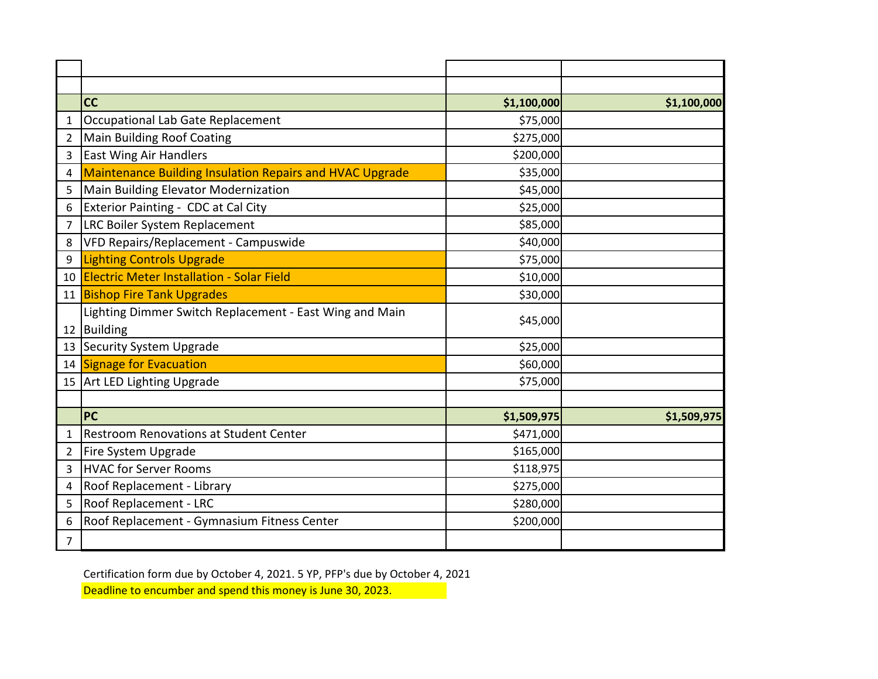| | | | |
|---|---|---|---|
| | | | |
| | | | |
| | **CC** | **$1,100,000** | **$1,100,000** |
| 1 | Occupational Lab Gate Replacement | $75,000 | |
| 2 | Main Building Roof Coating | $275,000 | |
| 3 | East Wing Air Handlers | $200,000 | |
| 4 | Maintenance Building Insulation Repairs and HVAC Upgrade | $35,000 | |
| 5 | Main Building Elevator Modernization | $45,000 | |
| 6 | Exterior Painting - CDC at Cal City | $25,000 | |
| 7 | LRC Boiler System Replacement | $85,000 | |
| 8 | VFD Repairs/Replacement - Campuswide | $40,000 | |
| 9 | Lighting Controls Upgrade | $75,000 | |
| 10 | Electric Meter Installation - Solar Field | $10,000 | |
| 11 | Bishop Fire Tank Upgrades | $30,000 | |
| 12 | Lighting Dimmer Switch Replacement - East Wing and Main Building | $45,000 | |
| 13 | Security System Upgrade | $25,000 | |
| 14 | Signage for Evacuation | $60,000 | |
| 15 | Art LED Lighting Upgrade | $75,000 | |
| | | | |
| | **PC** | **$1,509,975** | **$1,509,975** |
| 1 | Restroom Renovations at Student Center | $471,000 | |
| 2 | Fire System Upgrade | $165,000 | |
| 3 | HVAC for Server Rooms | $118,975 | |
| 4 | Roof Replacement - Library | $275,000 | |
| 5 | Roof Replacement - LRC | $280,000 | |
| 6 | Roof Replacement - Gymnasium Fitness Center | $200,000 | |
| 7 | | | |

Certification form due by October 4, 2021. 5 YP, PFP's due by October 4, 2021

Deadline to encumber and spend this money is June 30, 2023.